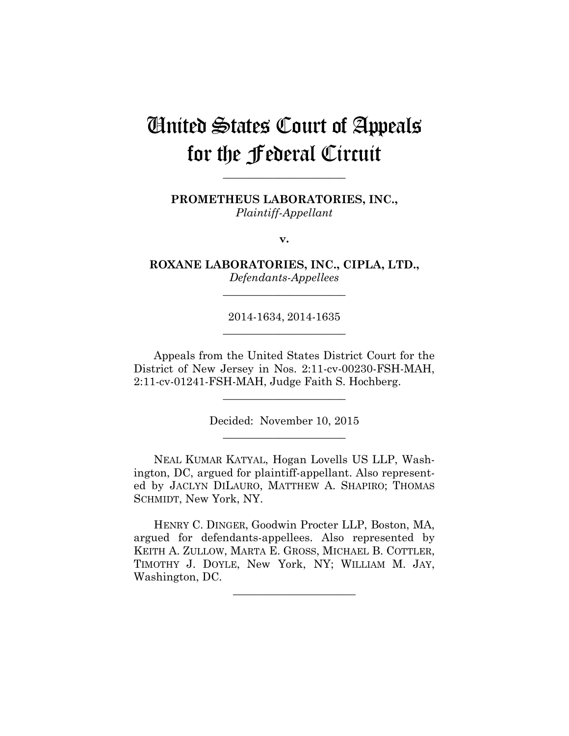# United States Court of Appeals for the Federal Circuit

---

**PROMETHEUS LABORATORIES, INC.,**
*Plaintiff-Appellant*

**v.**

**ROXANE LABORATORIES, INC., CIPLA, LTD.,**
*Defendants-Appellees*

---

2014-1634, 2014-1635

---

Appeals from the United States District Court for the District of New Jersey in Nos. 2:11-cv-00230-FSH-MAH, 2:11-cv-01241-FSH-MAH, Judge Faith S. Hochberg.

---

Decided: November 10, 2015

---

NEAL KUMAR KATYAL, Hogan Lovells US LLP, Washington, DC, argued for plaintiff-appellant. Also represented by JACLYN DILAURO, MATTHEW A. SHAPIRO; THOMAS SCHMIDT, New York, NY.

HENRY C. DINGER, Goodwin Procter LLP, Boston, MA, argued for defendants-appellees. Also represented by KEITH A. ZULLOW, MARTA E. GROSS, MICHAEL B. COTTLER, TIMOTHY J. DOYLE, New York, NY; WILLIAM M. JAY, Washington, DC.

---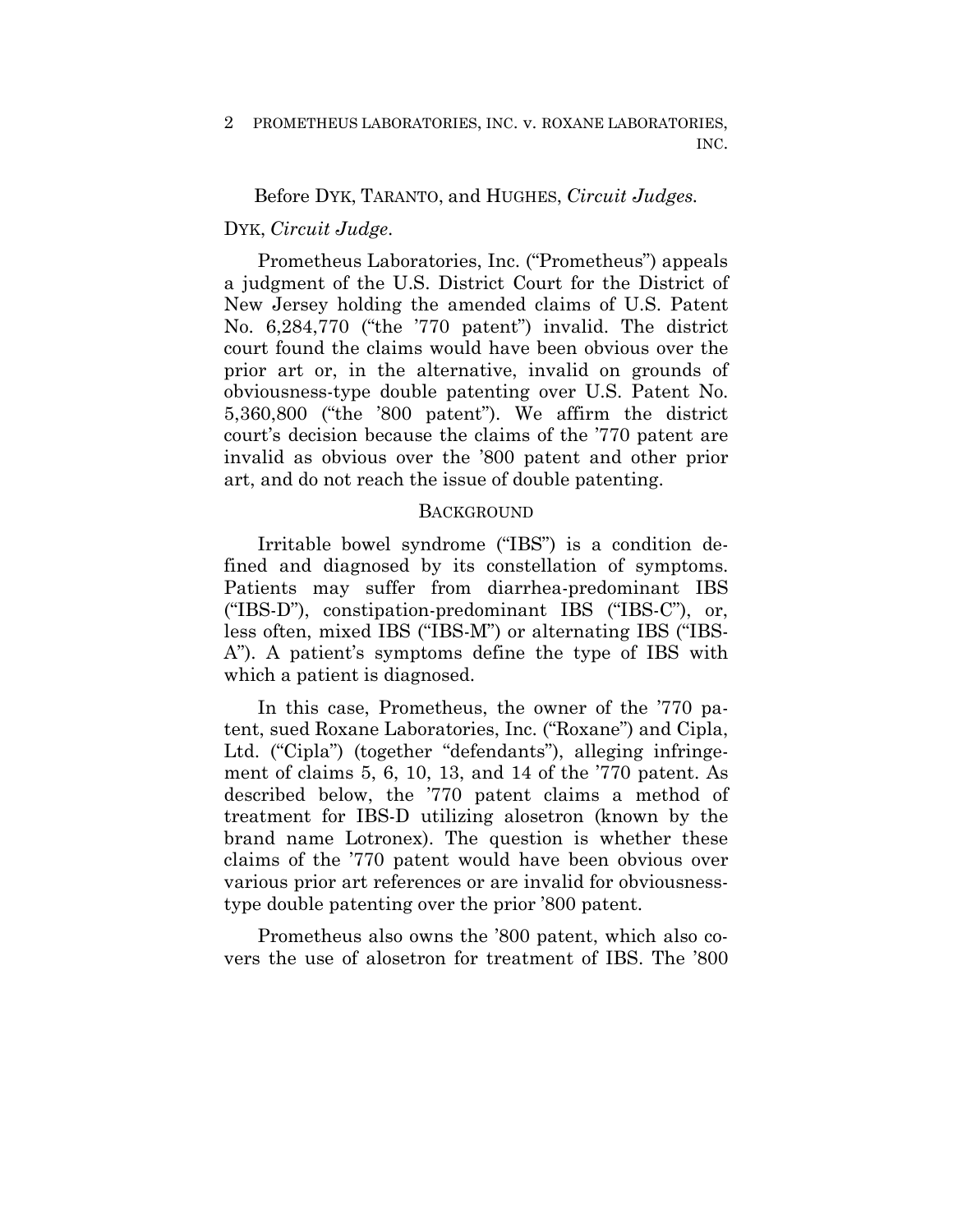Before DYK, TARANTO, and HUGHES, *Circuit Judges.*

DYK, *Circuit Judge*.

Prometheus Laboratories, Inc. ("Prometheus") appeals a judgment of the U.S. District Court for the District of New Jersey holding the amended claims of U.S. Patent No. 6,284,770 ("the '770 patent") invalid. The district court found the claims would have been obvious over the prior art or, in the alternative, invalid on grounds of obviousness-type double patenting over U.S. Patent No. 5,360,800 ("the '800 patent"). We affirm the district court's decision because the claims of the '770 patent are invalid as obvious over the '800 patent and other prior art, and do not reach the issue of double patenting.

## BACKGROUND

Irritable bowel syndrome ("IBS") is a condition defined and diagnosed by its constellation of symptoms. Patients may suffer from diarrhea-predominant IBS ("IBS-D"), constipation-predominant IBS ("IBS-C"), or, less often, mixed IBS ("IBS-M") or alternating IBS ("IBS-A"). A patient's symptoms define the type of IBS with which a patient is diagnosed.

In this case, Prometheus, the owner of the '770 patent, sued Roxane Laboratories, Inc. ("Roxane") and Cipla, Ltd. ("Cipla") (together "defendants"), alleging infringement of claims 5, 6, 10, 13, and 14 of the '770 patent. As described below, the '770 patent claims a method of treatment for IBS-D utilizing alosetron (known by the brand name Lotronex). The question is whether these claims of the '770 patent would have been obvious over various prior art references or are invalid for obviousness-type double patenting over the prior '800 patent.

Prometheus also owns the '800 patent, which also covers the use of alosetron for treatment of IBS. The '800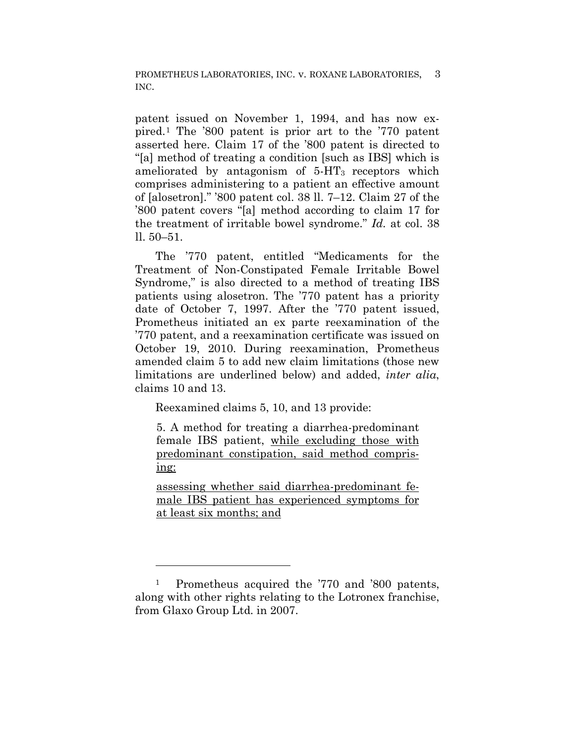patent issued on November 1, 1994, and has now expired.[1] The '800 patent is prior art to the '770 patent asserted here. Claim 17 of the '800 patent is directed to "[a] method of treating a condition [such as IBS] which is ameliorated by antagonism of 5-$HT_3$ receptors which comprises administering to a patient an effective amount of [alosetron]." '800 patent col. 38 ll. 7–12. Claim 27 of the '800 patent covers "[a] method according to claim 17 for the treatment of irritable bowel syndrome." *Id.* at col. 38 ll. 50–51.

The '770 patent, entitled "Medicaments for the Treatment of Non-Constipated Female Irritable Bowel Syndrome," is also directed to a method of treating IBS patients using alosetron. The '770 patent has a priority date of October 7, 1997. After the '770 patent issued, Prometheus initiated an ex parte reexamination of the '770 patent, and a reexamination certificate was issued on October 19, 2010. During reexamination, Prometheus amended claim 5 to add new claim limitations (those new limitations are underlined below) and added, *inter alia*, claims 10 and 13.

Reexamined claims 5, 10, and 13 provide:

> 5. A method for treating a diarrhea-predominant female IBS patient, <u>while excluding those with predominant constipation, said method comprising:</u>
>
> <u>assessing whether said diarrhea-predominant female IBS patient has experienced symptoms for at least six months; and</u>

[1] Prometheus acquired the '770 and '800 patents, along with other rights relating to the Lotronex franchise, from Glaxo Group Ltd. in 2007.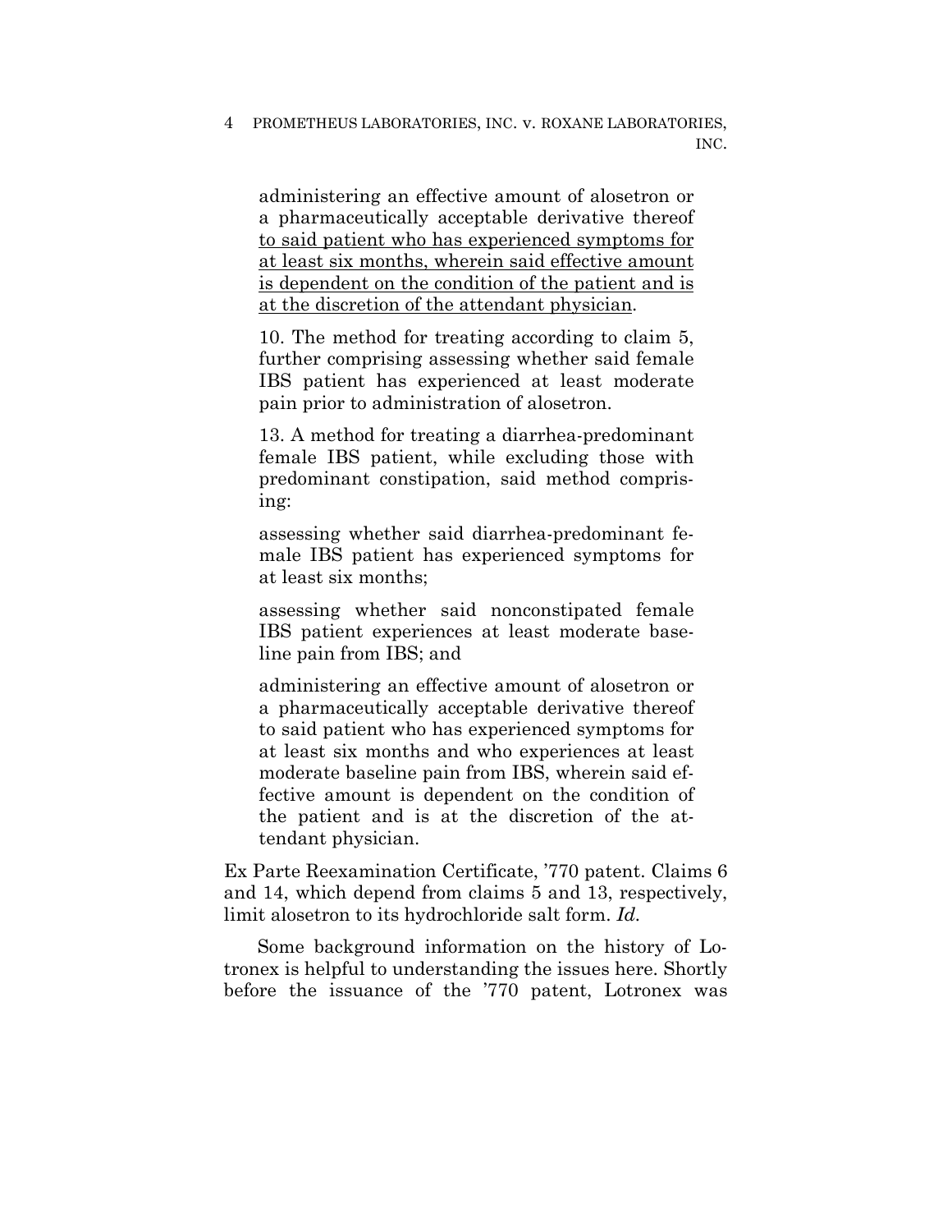administering an effective amount of alosetron or a pharmaceutically acceptable derivative thereof <u>to said patient who has experienced symptoms for at least six months, wherein said effective amount is dependent on the condition of the patient and is at the discretion of the attendant physician</u>.

10. The method for treating according to claim 5, further comprising assessing whether said female IBS patient has experienced at least moderate pain prior to administration of alosetron.

13. A method for treating a diarrhea-predominant female IBS patient, while excluding those with predominant constipation, said method comprising:

assessing whether said diarrhea-predominant female IBS patient has experienced symptoms for at least six months;

assessing whether said nonconstipated female IBS patient experiences at least moderate baseline pain from IBS; and

administering an effective amount of alosetron or a pharmaceutically acceptable derivative thereof to said patient who has experienced symptoms for at least six months and who experiences at least moderate baseline pain from IBS, wherein said effective amount is dependent on the condition of the patient and is at the discretion of the attendant physician.

Ex Parte Reexamination Certificate, '770 patent. Claims 6 and 14, which depend from claims 5 and 13, respectively, limit alosetron to its hydrochloride salt form. *Id.*

Some background information on the history of Lotronex is helpful to understanding the issues here. Shortly before the issuance of the '770 patent, Lotronex was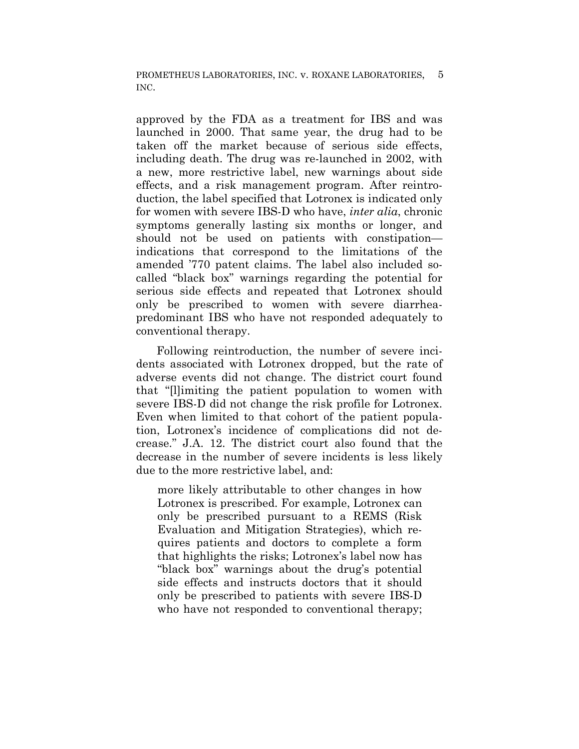approved by the FDA as a treatment for IBS and was launched in 2000. That same year, the drug had to be taken off the market because of serious side effects, including death. The drug was re-launched in 2002, with a new, more restrictive label, new warnings about side effects, and a risk management program. After reintroduction, the label specified that Lotronex is indicated only for women with severe IBS-D who have, *inter alia*, chronic symptoms generally lasting six months or longer, and should not be used on patients with constipation—indications that correspond to the limitations of the amended '770 patent claims. The label also included so-called "black box" warnings regarding the potential for serious side effects and repeated that Lotronex should only be prescribed to women with severe diarrhea-predominant IBS who have not responded adequately to conventional therapy.

Following reintroduction, the number of severe incidents associated with Lotronex dropped, but the rate of adverse events did not change. The district court found that "[l]imiting the patient population to women with severe IBS-D did not change the risk profile for Lotronex. Even when limited to that cohort of the patient population, Lotronex's incidence of complications did not decrease." J.A. 12. The district court also found that the decrease in the number of severe incidents is less likely due to the more restrictive label, and:

> more likely attributable to other changes in how Lotronex is prescribed. For example, Lotronex can only be prescribed pursuant to a REMS (Risk Evaluation and Mitigation Strategies), which requires patients and doctors to complete a form that highlights the risks; Lotronex's label now has "black box" warnings about the drug's potential side effects and instructs doctors that it should only be prescribed to patients with severe IBS-D who have not responded to conventional therapy;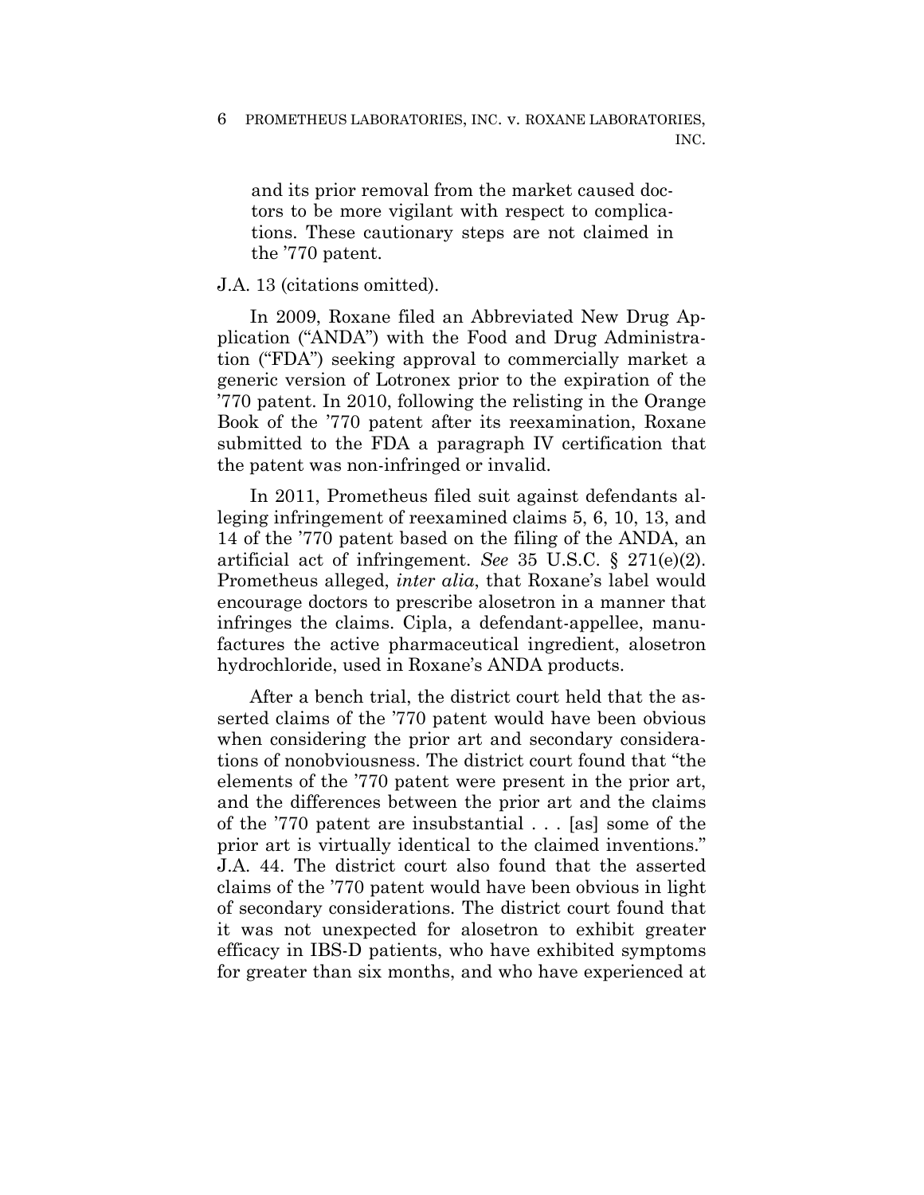and its prior removal from the market caused doctors to be more vigilant with respect to complications. These cautionary steps are not claimed in the '770 patent.

J.A. 13 (citations omitted).

In 2009, Roxane filed an Abbreviated New Drug Application ("ANDA") with the Food and Drug Administration ("FDA") seeking approval to commercially market a generic version of Lotronex prior to the expiration of the '770 patent. In 2010, following the relisting in the Orange Book of the '770 patent after its reexamination, Roxane submitted to the FDA a paragraph IV certification that the patent was non-infringed or invalid.

In 2011, Prometheus filed suit against defendants alleging infringement of reexamined claims 5, 6, 10, 13, and 14 of the '770 patent based on the filing of the ANDA, an artificial act of infringement. *See* 35 U.S.C. § 271(e)(2). Prometheus alleged, *inter alia*, that Roxane's label would encourage doctors to prescribe alosetron in a manner that infringes the claims. Cipla, a defendant-appellee, manufactures the active pharmaceutical ingredient, alosetron hydrochloride, used in Roxane's ANDA products.

After a bench trial, the district court held that the asserted claims of the '770 patent would have been obvious when considering the prior art and secondary considerations of nonobviousness. The district court found that "the elements of the '770 patent were present in the prior art, and the differences between the prior art and the claims of the '770 patent are insubstantial . . . [as] some of the prior art is virtually identical to the claimed inventions." J.A. 44. The district court also found that the asserted claims of the '770 patent would have been obvious in light of secondary considerations. The district court found that it was not unexpected for alosetron to exhibit greater efficacy in IBS-D patients, who have exhibited symptoms for greater than six months, and who have experienced at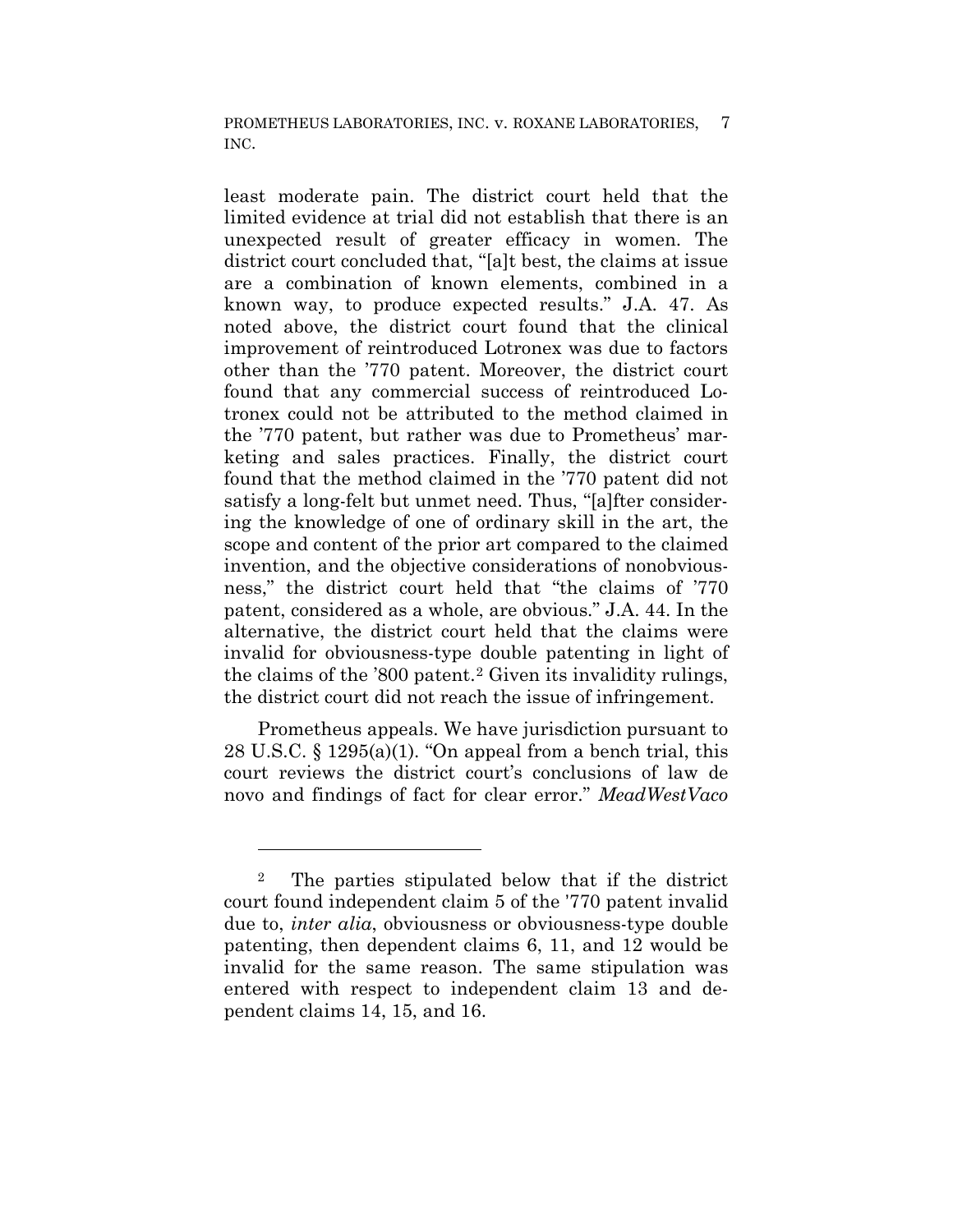least moderate pain. The district court held that the limited evidence at trial did not establish that there is an unexpected result of greater efficacy in women. The district court concluded that, "[a]t best, the claims at issue are a combination of known elements, combined in a known way, to produce expected results." J.A. 47. As noted above, the district court found that the clinical improvement of reintroduced Lotronex was due to factors other than the '770 patent. Moreover, the district court found that any commercial success of reintroduced Lotronex could not be attributed to the method claimed in the '770 patent, but rather was due to Prometheus' marketing and sales practices. Finally, the district court found that the method claimed in the '770 patent did not satisfy a long-felt but unmet need. Thus, "[a]fter considering the knowledge of one of ordinary skill in the art, the scope and content of the prior art compared to the claimed invention, and the objective considerations of nonobviousness," the district court held that "the claims of '770 patent, considered as a whole, are obvious." J.A. 44. In the alternative, the district court held that the claims were invalid for obviousness-type double patenting in light of the claims of the '800 patent.[2] Given its invalidity rulings, the district court did not reach the issue of infringement.

Prometheus appeals. We have jurisdiction pursuant to 28 U.S.C. § 1295(a)(1). "On appeal from a bench trial, this court reviews the district court's conclusions of law de novo and findings of fact for clear error." *MeadWestVaco*

---

[2] The parties stipulated below that if the district court found independent claim 5 of the '770 patent invalid due to, *inter alia*, obviousness or obviousness-type double patenting, then dependent claims 6, 11, and 12 would be invalid for the same reason. The same stipulation was entered with respect to independent claim 13 and dependent claims 14, 15, and 16.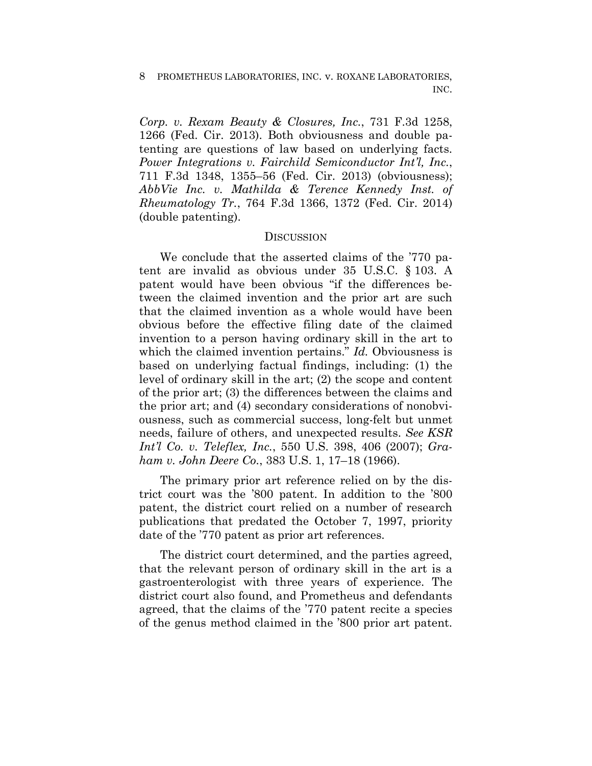*Corp. v. Rexam Beauty & Closures, Inc.*, 731 F.3d 1258, 1266 (Fed. Cir. 2013). Both obviousness and double patenting are questions of law based on underlying facts. *Power Integrations v. Fairchild Semiconductor Int'l, Inc.*, 711 F.3d 1348, 1355–56 (Fed. Cir. 2013) (obviousness); *AbbVie Inc. v. Mathilda & Terence Kennedy Inst. of Rheumatology Tr.*, 764 F.3d 1366, 1372 (Fed. Cir. 2014) (double patenting).

## DISCUSSION

We conclude that the asserted claims of the '770 patent are invalid as obvious under 35 U.S.C. § 103. A patent would have been obvious "if the differences between the claimed invention and the prior art are such that the claimed invention as a whole would have been obvious before the effective filing date of the claimed invention to a person having ordinary skill in the art to which the claimed invention pertains." *Id.* Obviousness is based on underlying factual findings, including: (1) the level of ordinary skill in the art; (2) the scope and content of the prior art; (3) the differences between the claims and the prior art; and (4) secondary considerations of nonobviousness, such as commercial success, long-felt but unmet needs, failure of others, and unexpected results. *See KSR Int'l Co. v. Teleflex, Inc.*, 550 U.S. 398, 406 (2007); *Graham v. John Deere Co.*, 383 U.S. 1, 17–18 (1966).

The primary prior art reference relied on by the district court was the '800 patent. In addition to the '800 patent, the district court relied on a number of research publications that predated the October 7, 1997, priority date of the '770 patent as prior art references.

The district court determined, and the parties agreed, that the relevant person of ordinary skill in the art is a gastroenterologist with three years of experience. The district court also found, and Prometheus and defendants agreed, that the claims of the '770 patent recite a species of the genus method claimed in the '800 prior art patent.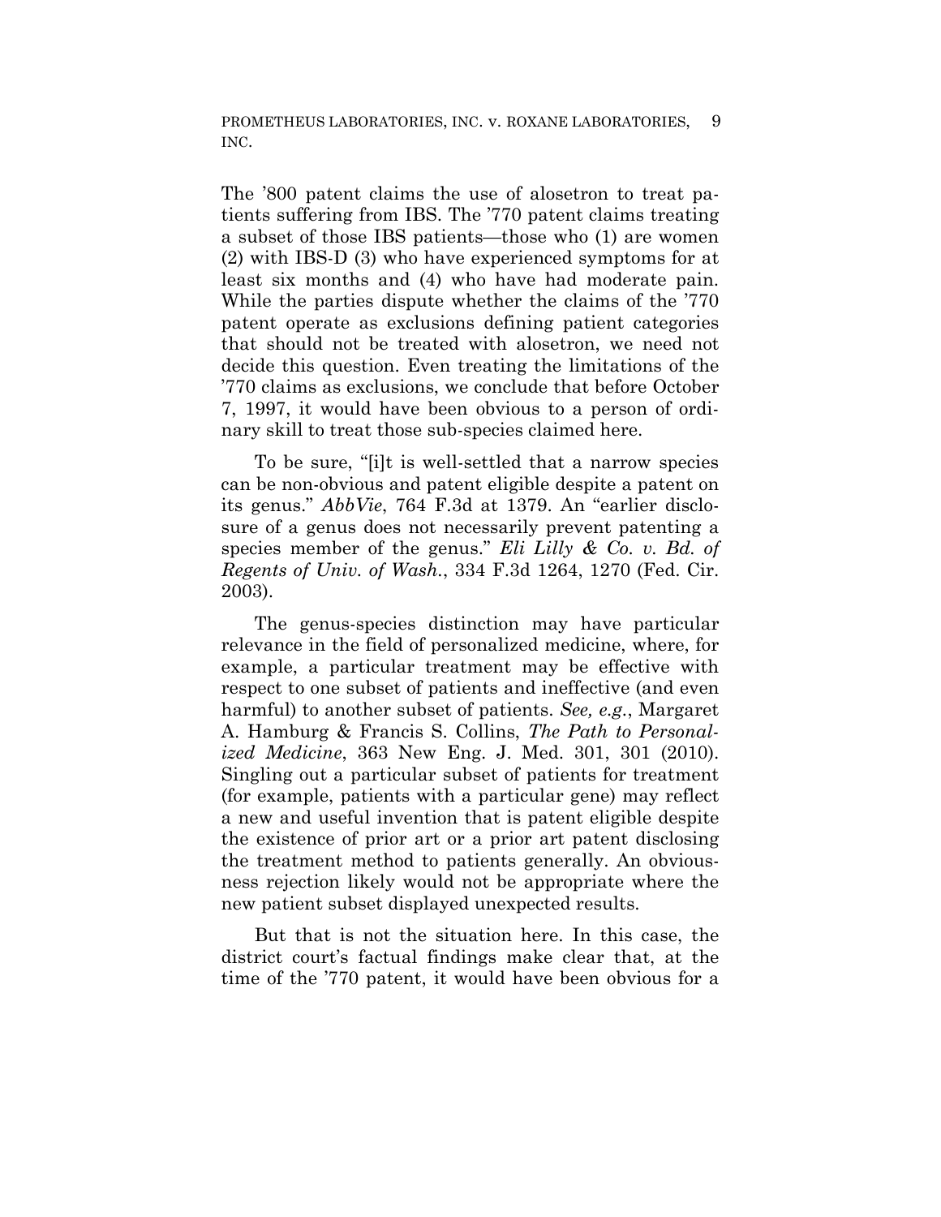The ’800 patent claims the use of alosetron to treat patients suffering from IBS. The ’770 patent claims treating a subset of those IBS patients—those who (1) are women (2) with IBS-D (3) who have experienced symptoms for at least six months and (4) who have had moderate pain. While the parties dispute whether the claims of the ’770 patent operate as exclusions defining patient categories that should not be treated with alosetron, we need not decide this question. Even treating the limitations of the ’770 claims as exclusions, we conclude that before October 7, 1997, it would have been obvious to a person of ordinary skill to treat those sub-species claimed here.

To be sure, “[i]t is well-settled that a narrow species can be non-obvious and patent eligible despite a patent on its genus.” *AbbVie*, 764 F.3d at 1379. An “earlier disclosure of a genus does not necessarily prevent patenting a species member of the genus.” *Eli Lilly & Co. v. Bd. of Regents of Univ. of Wash.*, 334 F.3d 1264, 1270 (Fed. Cir. 2003).

The genus-species distinction may have particular relevance in the field of personalized medicine, where, for example, a particular treatment may be effective with respect to one subset of patients and ineffective (and even harmful) to another subset of patients. *See, e.g.*, Margaret A. Hamburg & Francis S. Collins, *The Path to Personalized Medicine*, 363 New Eng. J. Med. 301, 301 (2010). Singling out a particular subset of patients for treatment (for example, patients with a particular gene) may reflect a new and useful invention that is patent eligible despite the existence of prior art or a prior art patent disclosing the treatment method to patients generally. An obviousness rejection likely would not be appropriate where the new patient subset displayed unexpected results.

But that is not the situation here. In this case, the district court’s factual findings make clear that, at the time of the ’770 patent, it would have been obvious for a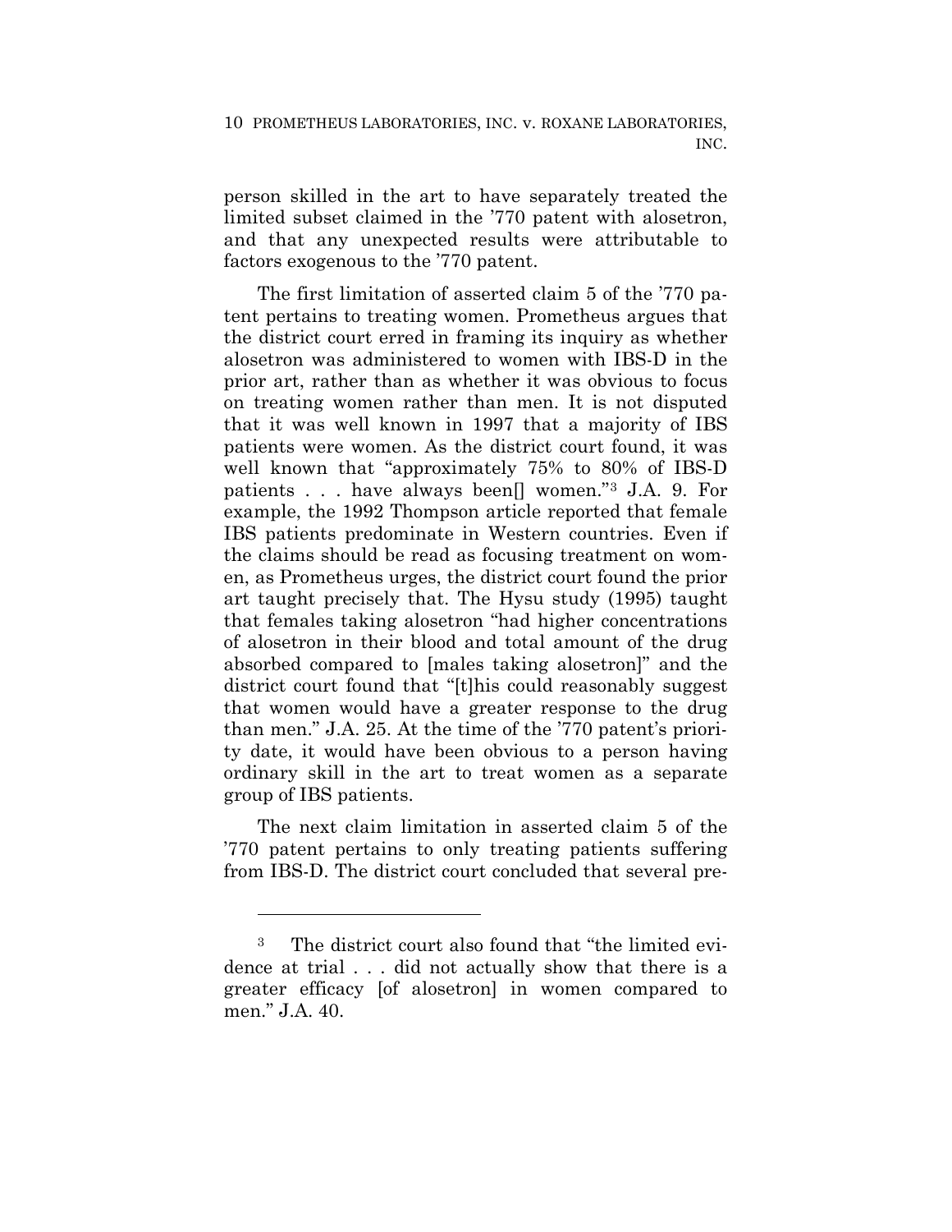person skilled in the art to have separately treated the limited subset claimed in the ’770 patent with alosetron, and that any unexpected results were attributable to factors exogenous to the ’770 patent.

The first limitation of asserted claim 5 of the ’770 patent pertains to treating women. Prometheus argues that the district court erred in framing its inquiry as whether alosetron was administered to women with IBS-D in the prior art, rather than as whether it was obvious to focus on treating women rather than men. It is not disputed that it was well known in 1997 that a majority of IBS patients were women. As the district court found, it was well known that “approximately 75% to 80% of IBS-D patients . . . have always been[] women.”[3] J.A. 9. For example, the 1992 Thompson article reported that female IBS patients predominate in Western countries. Even if the claims should be read as focusing treatment on women, as Prometheus urges, the district court found the prior art taught precisely that. The Hysu study (1995) taught that females taking alosetron “had higher concentrations of alosetron in their blood and total amount of the drug absorbed compared to [males taking alosetron]” and the district court found that “[t]his could reasonably suggest that women would have a greater response to the drug than men.” J.A. 25. At the time of the ’770 patent’s priority date, it would have been obvious to a person having ordinary skill in the art to treat women as a separate group of IBS patients.

The next claim limitation in asserted claim 5 of the ’770 patent pertains to only treating patients suffering from IBS-D. The district court concluded that several pre-

[3] The district court also found that “the limited evidence at trial . . . did not actually show that there is a greater efficacy [of alosetron] in women compared to men.” J.A. 40.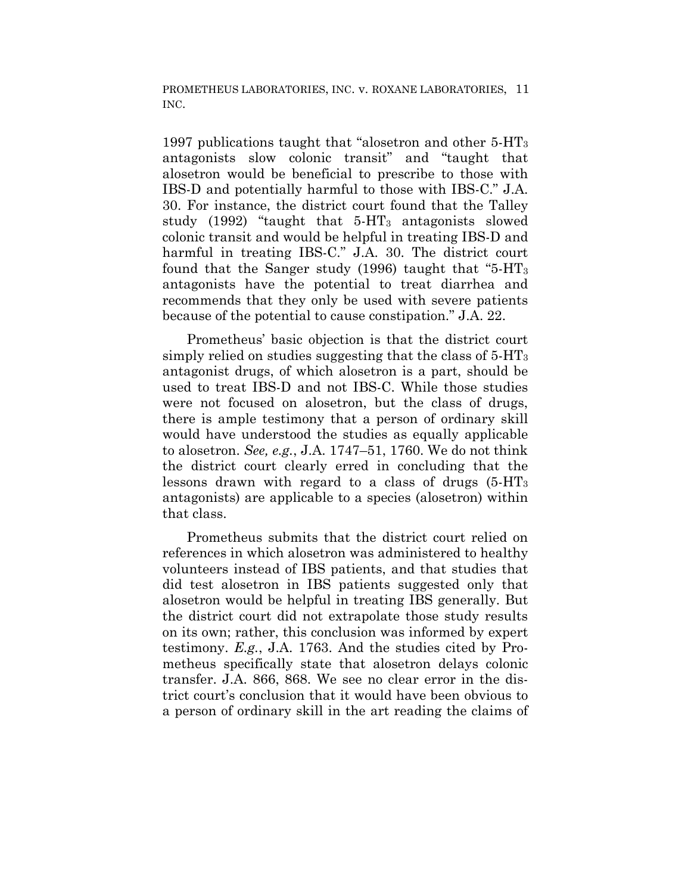1997 publications taught that "alosetron and other 5-$HT_3$ antagonists slow colonic transit" and "taught that alosetron would be beneficial to prescribe to those with IBS-D and potentially harmful to those with IBS-C." J.A. 30. For instance, the district court found that the Talley study (1992) "taught that 5-$HT_3$ antagonists slowed colonic transit and would be helpful in treating IBS-D and harmful in treating IBS-C." J.A. 30. The district court found that the Sanger study (1996) taught that "5-$HT_3$ antagonists have the potential to treat diarrhea and recommends that they only be used with severe patients because of the potential to cause constipation." J.A. 22.

Prometheus' basic objection is that the district court simply relied on studies suggesting that the class of 5-$HT_3$ antagonist drugs, of which alosetron is a part, should be used to treat IBS-D and not IBS-C. While those studies were not focused on alosetron, but the class of drugs, there is ample testimony that a person of ordinary skill would have understood the studies as equally applicable to alosetron. *See, e.g.*, J.A. 1747–51, 1760. We do not think the district court clearly erred in concluding that the lessons drawn with regard to a class of drugs (5-$HT_3$ antagonists) are applicable to a species (alosetron) within that class.

Prometheus submits that the district court relied on references in which alosetron was administered to healthy volunteers instead of IBS patients, and that studies that did test alosetron in IBS patients suggested only that alosetron would be helpful in treating IBS generally. But the district court did not extrapolate those study results on its own; rather, this conclusion was informed by expert testimony. *E.g.*, J.A. 1763. And the studies cited by Prometheus specifically state that alosetron delays colonic transfer. J.A. 866, 868. We see no clear error in the district court's conclusion that it would have been obvious to a person of ordinary skill in the art reading the claims of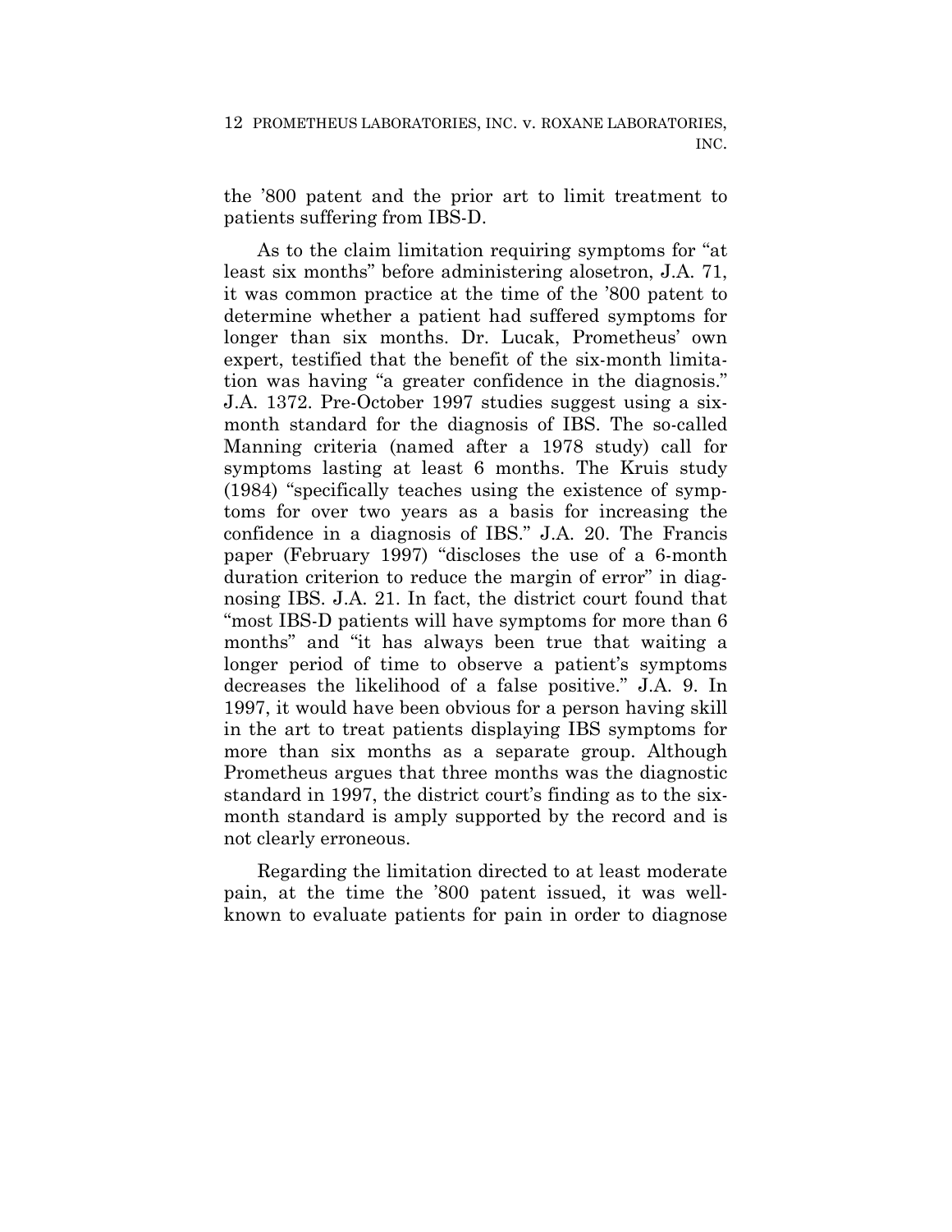the '800 patent and the prior art to limit treatment to patients suffering from IBS-D.

As to the claim limitation requiring symptoms for "at least six months" before administering alosetron, J.A. 71, it was common practice at the time of the '800 patent to determine whether a patient had suffered symptoms for longer than six months. Dr. Lucak, Prometheus' own expert, testified that the benefit of the six-month limitation was having "a greater confidence in the diagnosis." J.A. 1372. Pre-October 1997 studies suggest using a six-month standard for the diagnosis of IBS. The so-called Manning criteria (named after a 1978 study) call for symptoms lasting at least 6 months. The Kruis study (1984) "specifically teaches using the existence of symptoms for over two years as a basis for increasing the confidence in a diagnosis of IBS." J.A. 20. The Francis paper (February 1997) "discloses the use of a 6-month duration criterion to reduce the margin of error" in diagnosing IBS. J.A. 21. In fact, the district court found that "most IBS-D patients will have symptoms for more than 6 months" and "it has always been true that waiting a longer period of time to observe a patient's symptoms decreases the likelihood of a false positive." J.A. 9. In 1997, it would have been obvious for a person having skill in the art to treat patients displaying IBS symptoms for more than six months as a separate group. Although Prometheus argues that three months was the diagnostic standard in 1997, the district court's finding as to the six-month standard is amply supported by the record and is not clearly erroneous.

Regarding the limitation directed to at least moderate pain, at the time the '800 patent issued, it was well-known to evaluate patients for pain in order to diagnose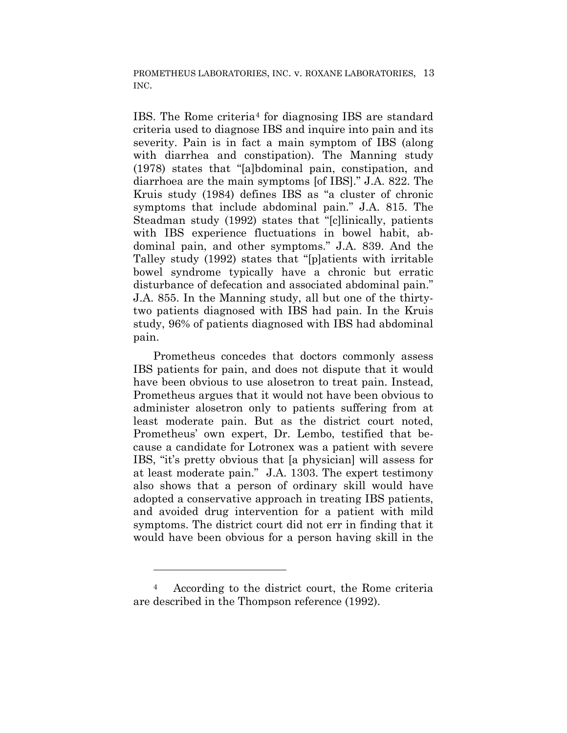IBS. The Rome criteria[4] for diagnosing IBS are standard criteria used to diagnose IBS and inquire into pain and its severity. Pain is in fact a main symptom of IBS (along with diarrhea and constipation). The Manning study (1978) states that "[a]bdominal pain, constipation, and diarrhoea are the main symptoms [of IBS]." J.A. 822. The Kruis study (1984) defines IBS as "a cluster of chronic symptoms that include abdominal pain." J.A. 815. The Steadman study (1992) states that "[c]linically, patients with IBS experience fluctuations in bowel habit, abdominal pain, and other symptoms." J.A. 839. And the Talley study (1992) states that "[p]atients with irritable bowel syndrome typically have a chronic but erratic disturbance of defecation and associated abdominal pain." J.A. 855. In the Manning study, all but one of the thirty-two patients diagnosed with IBS had pain. In the Kruis study, 96% of patients diagnosed with IBS had abdominal pain.

Prometheus concedes that doctors commonly assess IBS patients for pain, and does not dispute that it would have been obvious to use alosetron to treat pain. Instead, Prometheus argues that it would not have been obvious to administer alosetron only to patients suffering from at least moderate pain. But as the district court noted, Prometheus' own expert, Dr. Lembo, testified that because a candidate for Lotronex was a patient with severe IBS, "it's pretty obvious that [a physician] will assess for at least moderate pain." J.A. 1303. The expert testimony also shows that a person of ordinary skill would have adopted a conservative approach in treating IBS patients, and avoided drug intervention for a patient with mild symptoms. The district court did not err in finding that it would have been obvious for a person having skill in the

---

[4] According to the district court, the Rome criteria are described in the Thompson reference (1992).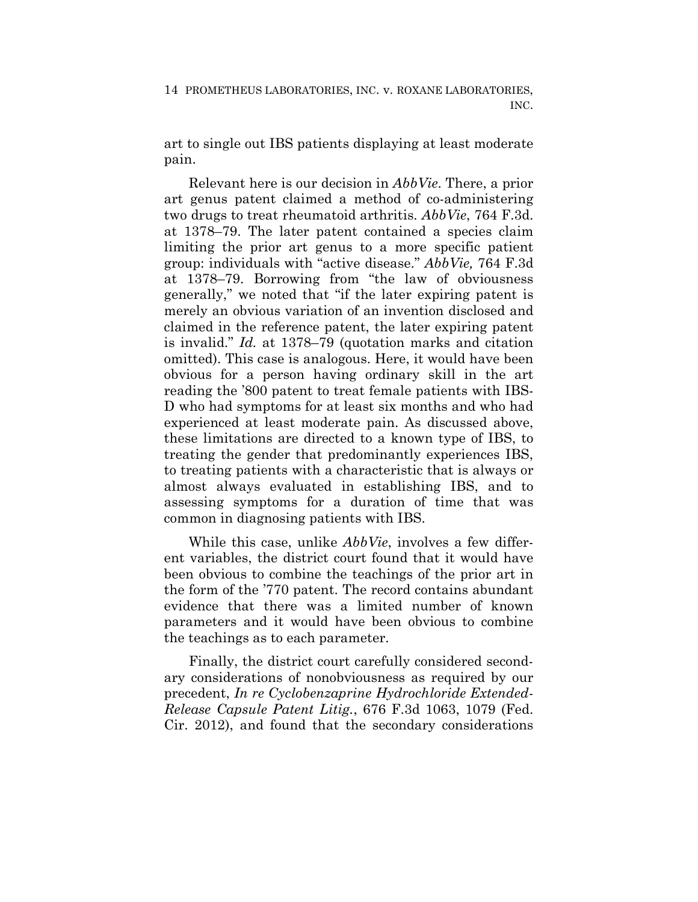art to single out IBS patients displaying at least moderate pain.

Relevant here is our decision in *AbbVie*. There, a prior art genus patent claimed a method of co-administering two drugs to treat rheumatoid arthritis. *AbbVie*, 764 F.3d. at 1378–79. The later patent contained a species claim limiting the prior art genus to a more specific patient group: individuals with "active disease." *AbbVie,* 764 F.3d at 1378–79. Borrowing from "the law of obviousness generally," we noted that "if the later expiring patent is merely an obvious variation of an invention disclosed and claimed in the reference patent, the later expiring patent is invalid." *Id.* at 1378–79 (quotation marks and citation omitted). This case is analogous. Here, it would have been obvious for a person having ordinary skill in the art reading the '800 patent to treat female patients with IBS-D who had symptoms for at least six months and who had experienced at least moderate pain. As discussed above, these limitations are directed to a known type of IBS, to treating the gender that predominantly experiences IBS, to treating patients with a characteristic that is always or almost always evaluated in establishing IBS, and to assessing symptoms for a duration of time that was common in diagnosing patients with IBS.

While this case, unlike *AbbVie*, involves a few different variables, the district court found that it would have been obvious to combine the teachings of the prior art in the form of the '770 patent. The record contains abundant evidence that there was a limited number of known parameters and it would have been obvious to combine the teachings as to each parameter.

Finally, the district court carefully considered secondary considerations of nonobviousness as required by our precedent, *In re Cyclobenzaprine Hydrochloride Extended-Release Capsule Patent Litig.*, 676 F.3d 1063, 1079 (Fed. Cir. 2012), and found that the secondary considerations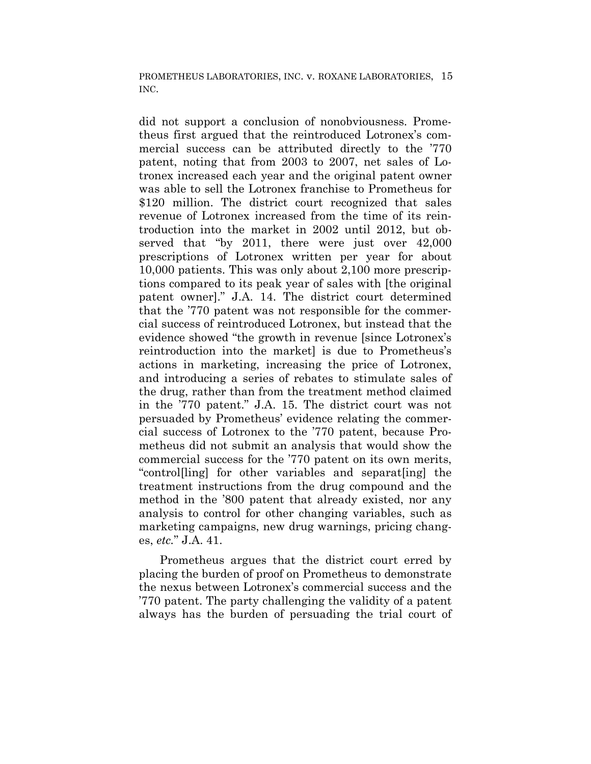did not support a conclusion of nonobviousness. Prometheus first argued that the reintroduced Lotronex's commercial success can be attributed directly to the '770 patent, noting that from 2003 to 2007, net sales of Lotronex increased each year and the original patent owner was able to sell the Lotronex franchise to Prometheus for $120 million. The district court recognized that sales revenue of Lotronex increased from the time of its reintroduction into the market in 2002 until 2012, but observed that "by 2011, there were just over 42,000 prescriptions of Lotronex written per year for about 10,000 patients. This was only about 2,100 more prescriptions compared to its peak year of sales with [the original patent owner]." J.A. 14. The district court determined that the '770 patent was not responsible for the commercial success of reintroduced Lotronex, but instead that the evidence showed "the growth in revenue [since Lotronex's reintroduction into the market] is due to Prometheus's actions in marketing, increasing the price of Lotronex, and introducing a series of rebates to stimulate sales of the drug, rather than from the treatment method claimed in the '770 patent." J.A. 15. The district court was not persuaded by Prometheus' evidence relating the commercial success of Lotronex to the '770 patent, because Prometheus did not submit an analysis that would show the commercial success for the '770 patent on its own merits, "control[ling] for other variables and separat[ing] the treatment instructions from the drug compound and the method in the '800 patent that already existed, nor any analysis to control for other changing variables, such as marketing campaigns, new drug warnings, pricing changes, *etc.*" J.A. 41.

Prometheus argues that the district court erred by placing the burden of proof on Prometheus to demonstrate the nexus between Lotronex's commercial success and the '770 patent. The party challenging the validity of a patent always has the burden of persuading the trial court of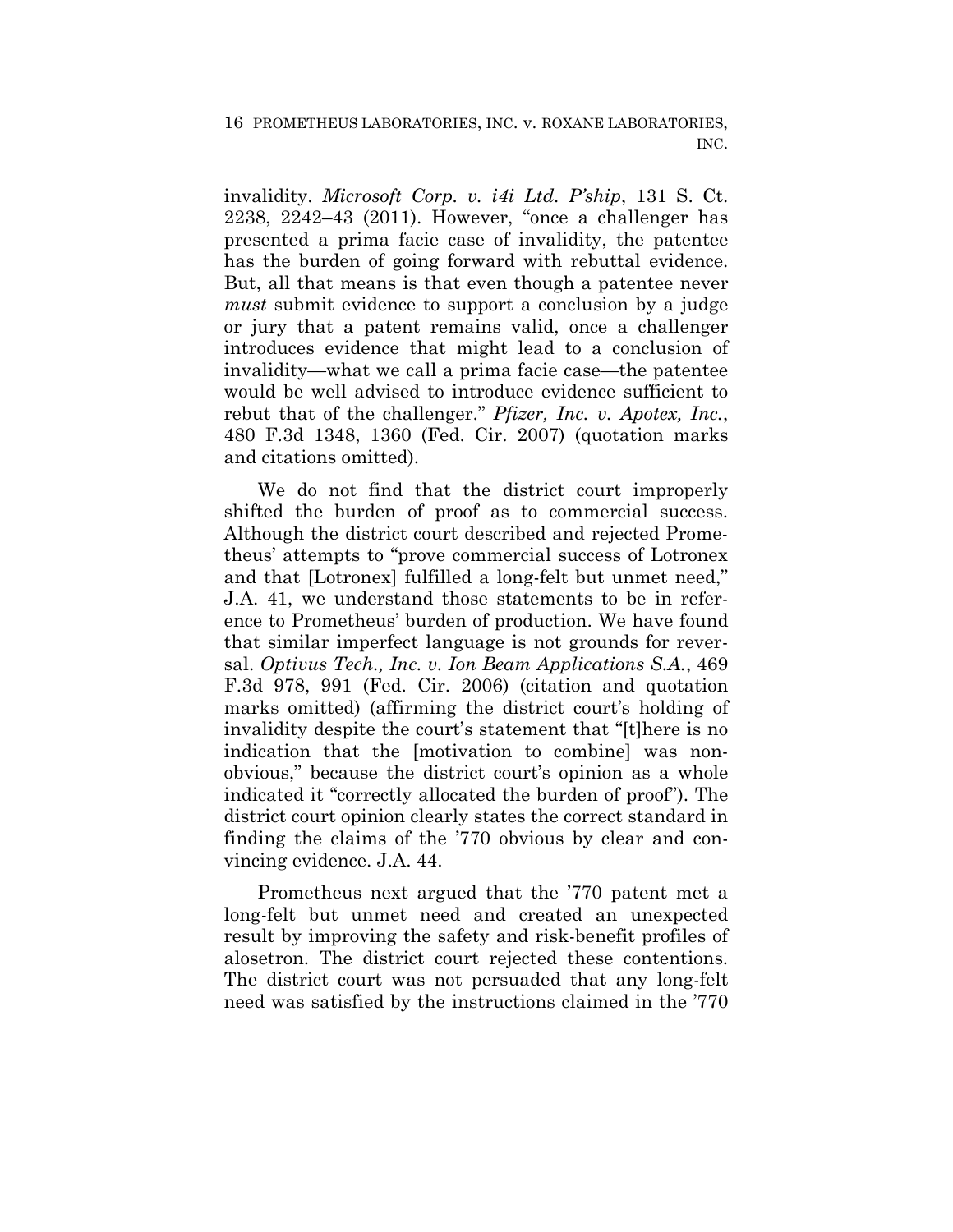invalidity. *Microsoft Corp. v. i4i Ltd. P'ship*, 131 S. Ct. 2238, 2242–43 (2011). However, "once a challenger has presented a prima facie case of invalidity, the patentee has the burden of going forward with rebuttal evidence. But, all that means is that even though a patentee never *must* submit evidence to support a conclusion by a judge or jury that a patent remains valid, once a challenger introduces evidence that might lead to a conclusion of invalidity—what we call a prima facie case—the patentee would be well advised to introduce evidence sufficient to rebut that of the challenger." *Pfizer, Inc. v. Apotex, Inc.*, 480 F.3d 1348, 1360 (Fed. Cir. 2007) (quotation marks and citations omitted).

We do not find that the district court improperly shifted the burden of proof as to commercial success. Although the district court described and rejected Prometheus' attempts to "prove commercial success of Lotronex and that [Lotronex] fulfilled a long-felt but unmet need," J.A. 41, we understand those statements to be in reference to Prometheus' burden of production. We have found that similar imperfect language is not grounds for reversal. *Optivus Tech., Inc. v. Ion Beam Applications S.A.*, 469 F.3d 978, 991 (Fed. Cir. 2006) (citation and quotation marks omitted) (affirming the district court's holding of invalidity despite the court's statement that "[t]here is no indication that the [motivation to combine] was non-obvious," because the district court's opinion as a whole indicated it "correctly allocated the burden of proof"). The district court opinion clearly states the correct standard in finding the claims of the '770 obvious by clear and convincing evidence. J.A. 44.

Prometheus next argued that the '770 patent met a long-felt but unmet need and created an unexpected result by improving the safety and risk-benefit profiles of alosetron. The district court rejected these contentions. The district court was not persuaded that any long-felt need was satisfied by the instructions claimed in the '770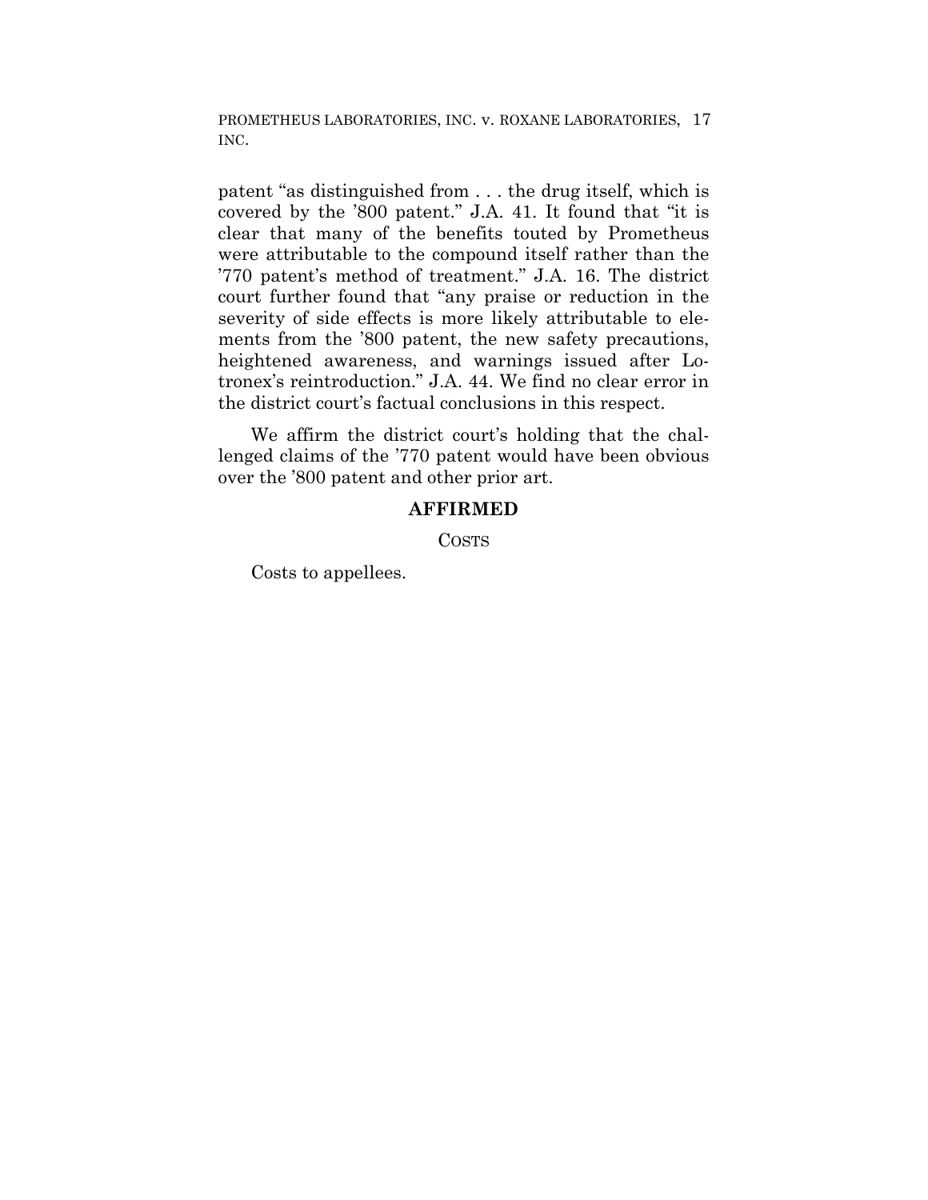patent "as distinguished from . . . the drug itself, which is covered by the '800 patent." J.A. 41. It found that "it is clear that many of the benefits touted by Prometheus were attributable to the compound itself rather than the '770 patent's method of treatment." J.A. 16. The district court further found that "any praise or reduction in the severity of side effects is more likely attributable to elements from the '800 patent, the new safety precautions, heightened awareness, and warnings issued after Lotronex's reintroduction." J.A. 44. We find no clear error in the district court's factual conclusions in this respect.

We affirm the district court's holding that the challenged claims of the '770 patent would have been obvious over the '800 patent and other prior art.

**AFFIRMED**

COSTS

Costs to appellees.